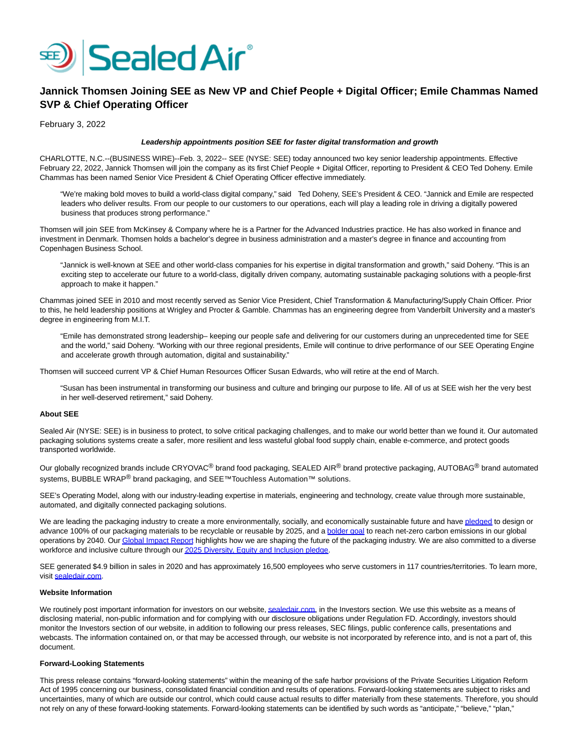# Jannick Thomsen Joining SEE as New VP and Chief People + Digital Officer; Emile Chammas Named SVP & Chief Operating Officer

February 3, 2022

***Leadership appointments position SEE for faster digital transformation and growth***

CHARLOTTE, N.C.--(BUSINESS WIRE)--Feb. 3, 2022-- SEE (NYSE: SEE) today announced two key senior leadership appointments. Effective February 22, 2022, Jannick Thomsen will join the company as its first Chief People + Digital Officer, reporting to President & CEO Ted Doheny. Emile Chammas has been named Senior Vice President & Chief Operating Officer effective immediately.

> "We're making bold moves to build a world-class digital company," said Ted Doheny, SEE's President & CEO. "Jannick and Emile are respected leaders who deliver results. From our people to our customers to our operations, each will play a leading role in driving a digitally powered business that produces strong performance."

Thomsen will join SEE from McKinsey & Company where he is a Partner for the Advanced Industries practice. He has also worked in finance and investment in Denmark. Thomsen holds a bachelor's degree in business administration and a master's degree in finance and accounting from Copenhagen Business School.

> "Jannick is well-known at SEE and other world-class companies for his expertise in digital transformation and growth," said Doheny. "This is an exciting step to accelerate our future to a world-class, digitally driven company, automating sustainable packaging solutions with a people-first approach to make it happen."

Chammas joined SEE in 2010 and most recently served as Senior Vice President, Chief Transformation & Manufacturing/Supply Chain Officer. Prior to this, he held leadership positions at Wrigley and Procter & Gamble. Chammas has an engineering degree from Vanderbilt University and a master's degree in engineering from M.I.T.

> "Emile has demonstrated strong leadership– keeping our people safe and delivering for our customers during an unprecedented time for SEE and the world," said Doheny. "Working with our three regional presidents, Emile will continue to drive performance of our SEE Operating Engine and accelerate growth through automation, digital and sustainability."

Thomsen will succeed current VP & Chief Human Resources Officer Susan Edwards, who will retire at the end of March.

> "Susan has been instrumental in transforming our business and culture and bringing our purpose to life. All of us at SEE wish her the very best in her well-deserved retirement," said Doheny.

**About SEE**

Sealed Air (NYSE: SEE) is in business to protect, to solve critical packaging challenges, and to make our world better than we found it. Our automated packaging solutions systems create a safer, more resilient and less wasteful global food supply chain, enable e-commerce, and protect goods transported worldwide.

Our globally recognized brands include CRYOVAC® brand food packaging, SEALED AIR® brand protective packaging, AUTOBAG® brand automated systems, BUBBLE WRAP® brand packaging, and SEE™Touchless Automation™ solutions.

SEE's Operating Model, along with our industry-leading expertise in materials, engineering and technology, create value through more sustainable, automated, and digitally connected packaging solutions.

We are leading the packaging industry to create a more environmentally, socially, and economically sustainable future and have pledged to design or advance 100% of our packaging materials to be recyclable or reusable by 2025, and a bolder goal to reach net-zero carbon emissions in our global operations by 2040. Our Global Impact Report highlights how we are shaping the future of the packaging industry. We are also committed to a diverse workforce and inclusive culture through our 2025 Diversity, Equity and Inclusion pledge.

SEE generated $4.9 billion in sales in 2020 and has approximately 16,500 employees who serve customers in 117 countries/territories. To learn more, visit sealedair.com.

**Website Information**

We routinely post important information for investors on our website, sealedair.com, in the Investors section. We use this website as a means of disclosing material, non-public information and for complying with our disclosure obligations under Regulation FD. Accordingly, investors should monitor the Investors section of our website, in addition to following our press releases, SEC filings, public conference calls, presentations and webcasts. The information contained on, or that may be accessed through, our website is not incorporated by reference into, and is not a part of, this document.

**Forward-Looking Statements**

This press release contains "forward-looking statements" within the meaning of the safe harbor provisions of the Private Securities Litigation Reform Act of 1995 concerning our business, consolidated financial condition and results of operations. Forward-looking statements are subject to risks and uncertainties, many of which are outside our control, which could cause actual results to differ materially from these statements. Therefore, you should not rely on any of these forward-looking statements. Forward-looking statements can be identified by such words as "anticipate," "believe," "plan,"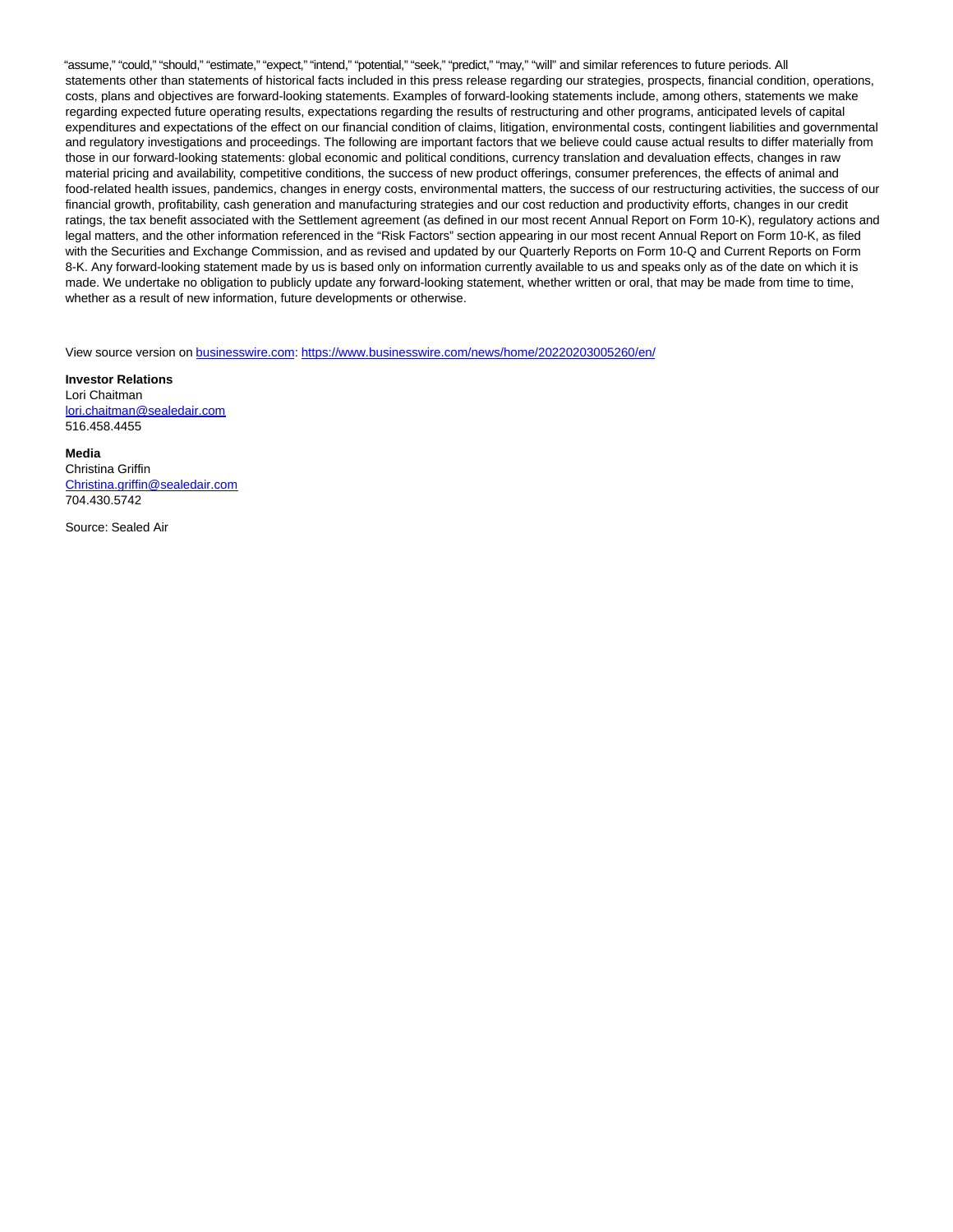"assume," "could," "should," "estimate," "expect," "intend," "potential," "seek," "predict," "may," "will" and similar references to future periods. All statements other than statements of historical facts included in this press release regarding our strategies, prospects, financial condition, operations, costs, plans and objectives are forward-looking statements. Examples of forward-looking statements include, among others, statements we make regarding expected future operating results, expectations regarding the results of restructuring and other programs, anticipated levels of capital expenditures and expectations of the effect on our financial condition of claims, litigation, environmental costs, contingent liabilities and governmental and regulatory investigations and proceedings. The following are important factors that we believe could cause actual results to differ materially from those in our forward-looking statements: global economic and political conditions, currency translation and devaluation effects, changes in raw material pricing and availability, competitive conditions, the success of new product offerings, consumer preferences, the effects of animal and food-related health issues, pandemics, changes in energy costs, environmental matters, the success of our restructuring activities, the success of our financial growth, profitability, cash generation and manufacturing strategies and our cost reduction and productivity efforts, changes in our credit ratings, the tax benefit associated with the Settlement agreement (as defined in our most recent Annual Report on Form 10-K), regulatory actions and legal matters, and the other information referenced in the "Risk Factors" section appearing in our most recent Annual Report on Form 10-K, as filed with the Securities and Exchange Commission, and as revised and updated by our Quarterly Reports on Form 10-Q and Current Reports on Form 8-K. Any forward-looking statement made by us is based only on information currently available to us and speaks only as of the date on which it is made. We undertake no obligation to publicly update any forward-looking statement, whether written or oral, that may be made from time to time, whether as a result of new information, future developments or otherwise.

View source version on businesswire.com: https://www.businesswire.com/news/home/20220203005260/en/

**Investor Relations**
Lori Chaitman
lori.chaitman@sealedair.com
516.458.4455

**Media**
Christina Griffin
Christina.griffin@sealedair.com
704.430.5742

Source: Sealed Air